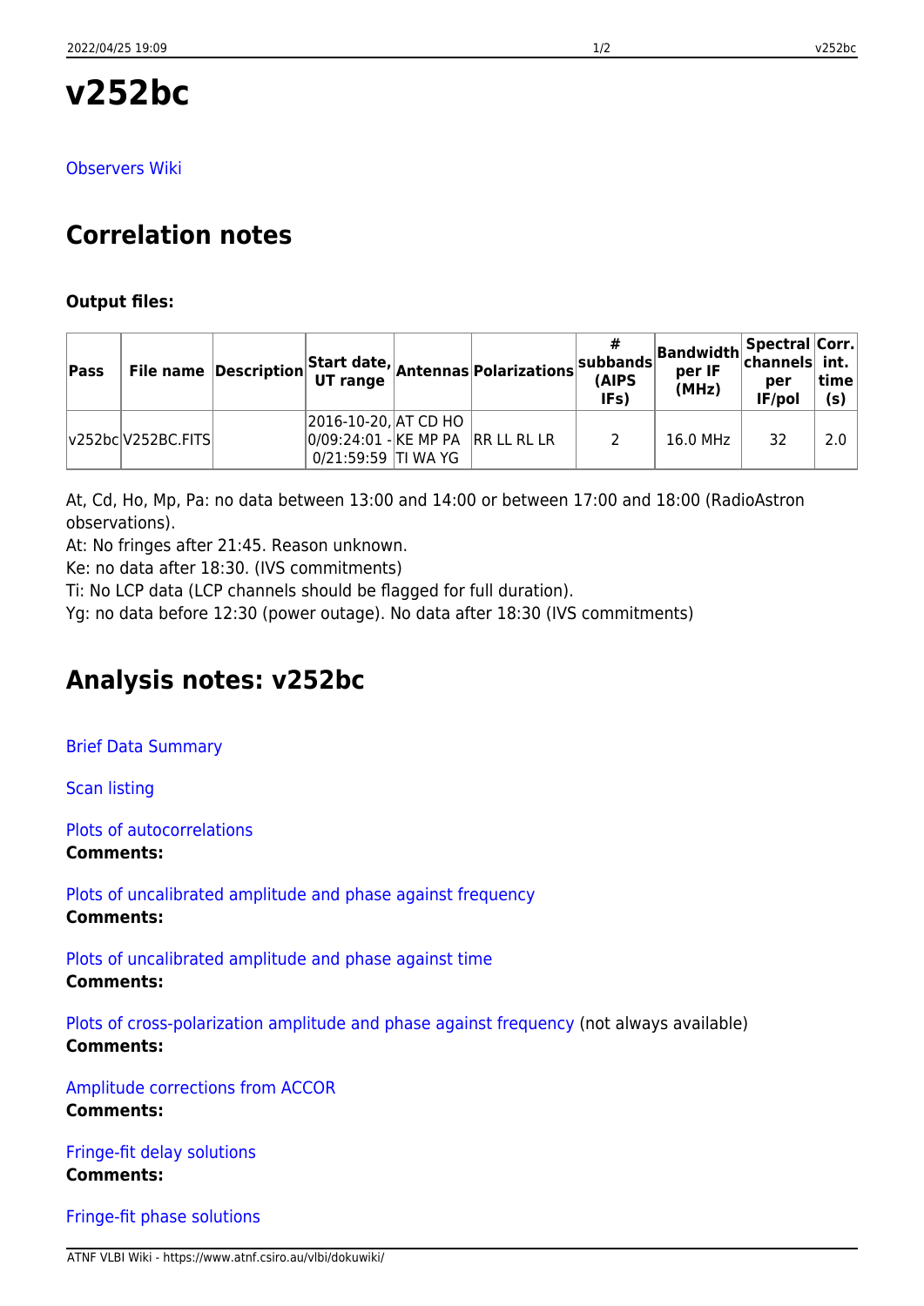# v252bc

Observers Wiki

## Correlation notes

**Output files:**

| Pass | File name | Description | Start date, UT range | Antennas | Polarizations | # subbands (AIPS IFs) | Bandwidth per IF (MHz) | Spectral channels per IF/pol | Corr. int. time (s) |
|---|---|---|---|---|---|---|---|---|---|
| v252bc | V252BC.FITS | | 2016-10-20, 0/09:24:01 - 0/21:59:59 | AT CD HO KE MP PA TI WA YG | RR LL RL LR | 2 | 16.0 MHz | 32 | 2.0 |

At, Cd, Ho, Mp, Pa: no data between 13:00 and 14:00 or between 17:00 and 18:00 (RadioAstron observations).
At: No fringes after 21:45. Reason unknown.
Ke: no data after 18:30. (IVS commitments)
Ti: No LCP data (LCP channels should be flagged for full duration).
Yg: no data before 12:30 (power outage). No data after 18:30 (IVS commitments)

## Analysis notes: v252bc

Brief Data Summary

Scan listing

Plots of autocorrelations
**Comments:**

Plots of uncalibrated amplitude and phase against frequency
**Comments:**

Plots of uncalibrated amplitude and phase against time
**Comments:**

Plots of cross-polarization amplitude and phase against frequency (not always available)
**Comments:**

Amplitude corrections from ACCOR
**Comments:**

Fringe-fit delay solutions
**Comments:**

Fringe-fit phase solutions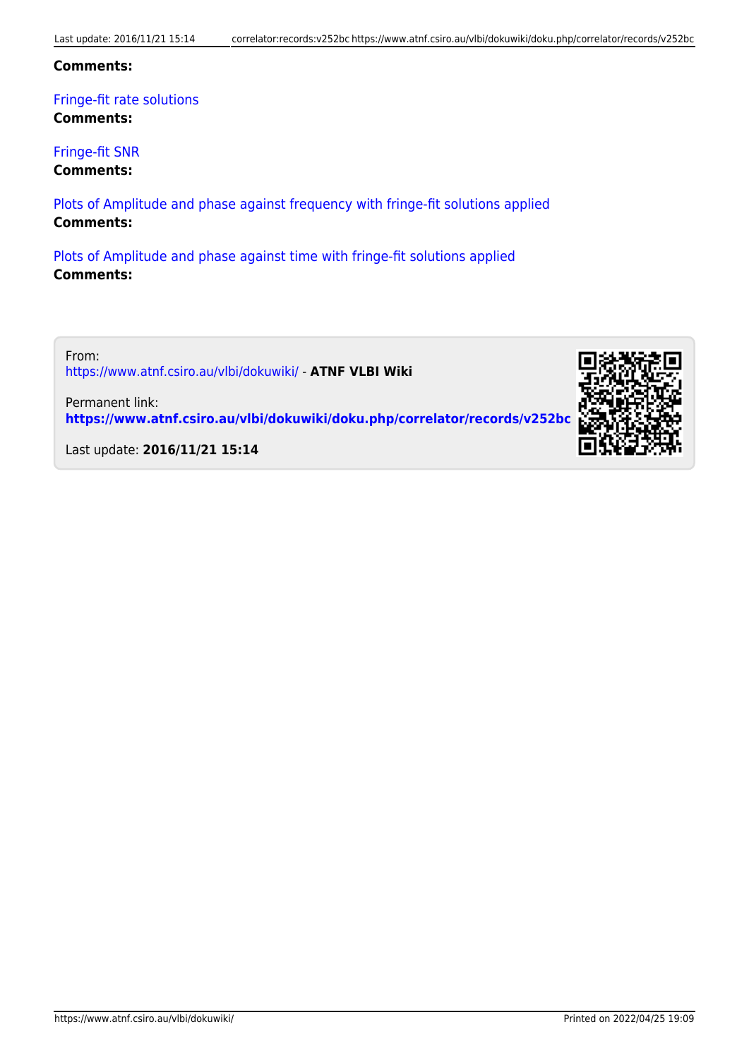**Comments:**

Fringe-fit rate solutions
**Comments:**

Fringe-fit SNR
**Comments:**

Plots of Amplitude and phase against frequency with fringe-fit solutions applied
**Comments:**

Plots of Amplitude and phase against time with fringe-fit solutions applied
**Comments:**

From:
https://www.atnf.csiro.au/vlbi/dokuwiki/ - **ATNF VLBI Wiki**

Permanent link:
**https://www.atnf.csiro.au/vlbi/dokuwiki/doku.php/correlator/records/v252bc**

Last update: **2016/11/21 15:14**